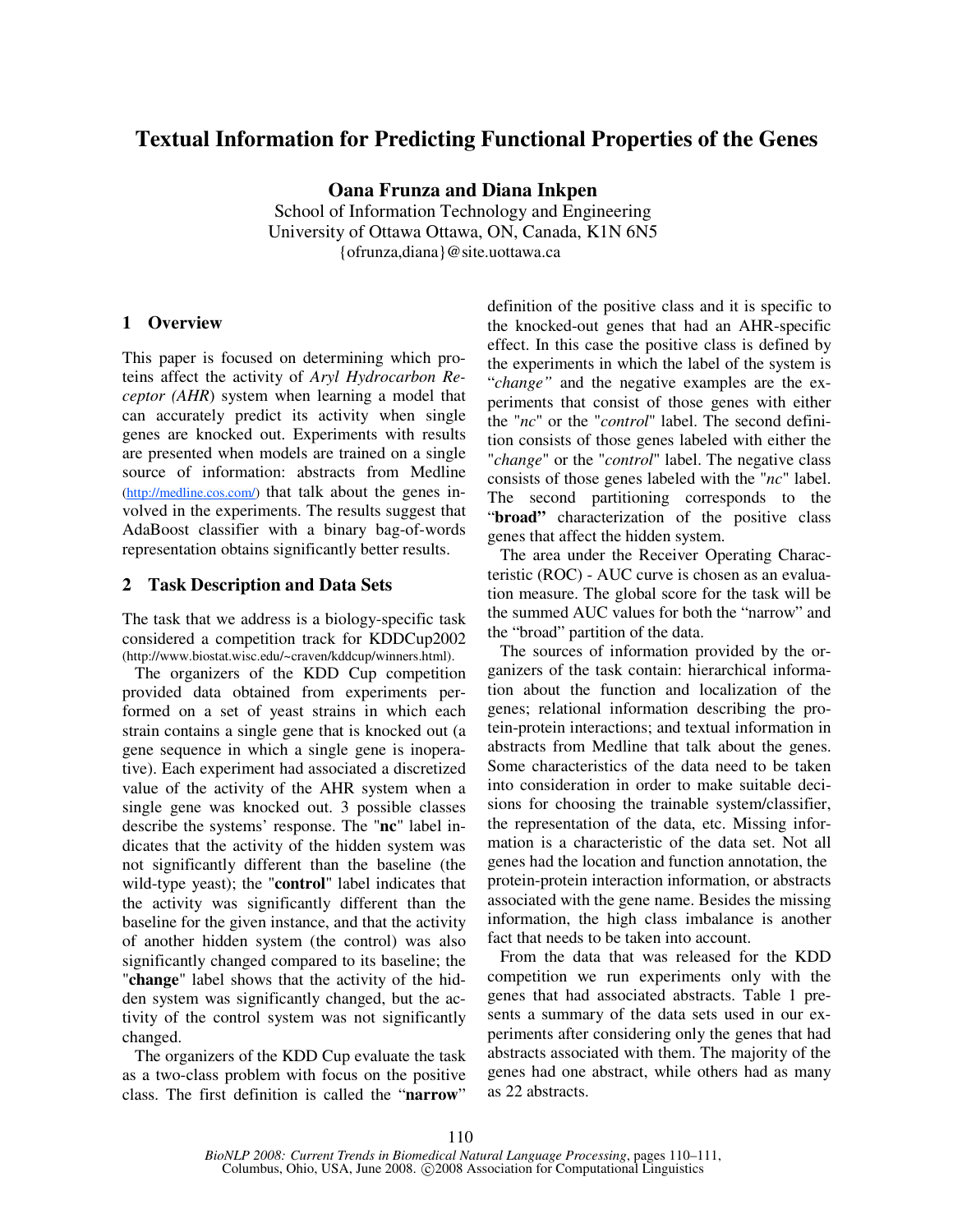# Textual Information for Predicting Functional Properties of the Genes

**Oana Frunza and Diana Inkpen**

School of Information Technology and Engineering
University of Ottawa Ottawa, ON, Canada, K1N 6N5
{ofrunza,diana}@site.uottawa.ca

## 1 Overview

This paper is focused on determining which proteins affect the activity of *Aryl Hydrocarbon Receptor (AHR)* system when learning a model that can accurately predict its activity when single genes are knocked out. Experiments with results are presented when models are trained on a single source of information: abstracts from Medline (http://medline.cos.com/) that talk about the genes involved in the experiments. The results suggest that AdaBoost classifier with a binary bag-of-words representation obtains significantly better results.

## 2 Task Description and Data Sets

The task that we address is a biology-specific task considered a competition track for KDDCup2002 (http://www.biostat.wisc.edu/~craven/kddcup/winners.html).

The organizers of the KDD Cup competition provided data obtained from experiments performed on a set of yeast strains in which each strain contains a single gene that is knocked out (a gene sequence in which a single gene is inoperative). Each experiment had associated a discretized value of the activity of the AHR system when a single gene was knocked out. 3 possible classes describe the systems' response. The "**nc**" label indicates that the activity of the hidden system was not significantly different than the baseline (the wild-type yeast); the "**control**" label indicates that the activity was significantly different than the baseline for the given instance, and that the activity of another hidden system (the control) was also significantly changed compared to its baseline; the "**change**" label shows that the activity of the hidden system was significantly changed, but the activity of the control system was not significantly changed.

The organizers of the KDD Cup evaluate the task as a two-class problem with focus on the positive class. The first definition is called the "**narrow**" definition of the positive class and it is specific to the knocked-out genes that had an AHR-specific effect. In this case the positive class is defined by the experiments in which the label of the system is "*change"* and the negative examples are the experiments that consist of those genes with either the "*nc*" or the "*control*" label. The second definition consists of those genes labeled with either the "*change*" or the "*control*" label. The negative class consists of those genes labeled with the "*nc*" label. The second partitioning corresponds to the "**broad"** characterization of the positive class genes that affect the hidden system.

The area under the Receiver Operating Characteristic (ROC) - AUC curve is chosen as an evaluation measure. The global score for the task will be the summed AUC values for both the "narrow" and the "broad" partition of the data.

The sources of information provided by the organizers of the task contain: hierarchical information about the function and localization of the genes; relational information describing the protein-protein interactions; and textual information in abstracts from Medline that talk about the genes. Some characteristics of the data need to be taken into consideration in order to make suitable decisions for choosing the trainable system/classifier, the representation of the data, etc. Missing information is a characteristic of the data set. Not all genes had the location and function annotation, the protein-protein interaction information, or abstracts associated with the gene name. Besides the missing information, the high class imbalance is another fact that needs to be taken into account.

From the data that was released for the KDD competition we run experiments only with the genes that had associated abstracts. Table 1 presents a summary of the data sets used in our experiments after considering only the genes that had abstracts associated with them. The majority of the genes had one abstract, while others had as many as 22 abstracts.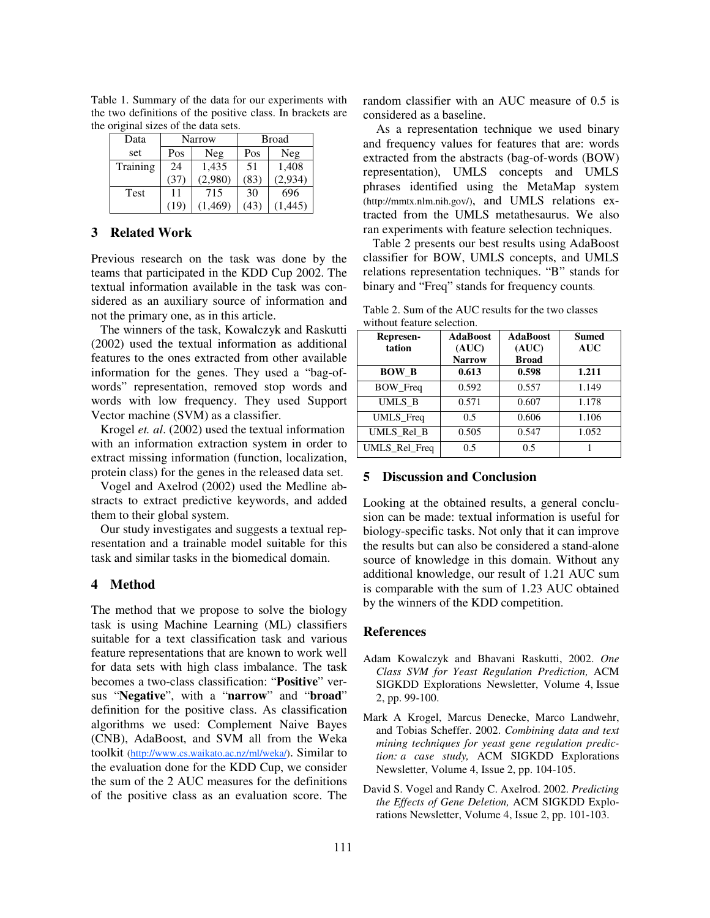Table 1. Summary of the data for our experiments with the two definitions of the positive class. In brackets are the original sizes of the data sets.

| Data set | Narrow | | Broad | |
|---|---|---|---|---|
| | Pos | Neg | Pos | Neg |
| Training | 24 (37) | 1,435 (2,980) | 51 (83) | 1,408 (2,934) |
| Test | 11 (19) | 715 (1,469) | 30 (43) | 696 (1,445) |

## 3 Related Work

Previous research on the task was done by the teams that participated in the KDD Cup 2002. The textual information available in the task was considered as an auxiliary source of information and not the primary one, as in this article.

The winners of the task, Kowalczyk and Raskutti (2002) used the textual information as additional features to the ones extracted from other available information for the genes. They used a "bag-of-words" representation, removed stop words and words with low frequency. They used Support Vector machine (SVM) as a classifier.

Krogel *et. al*. (2002) used the textual information with an information extraction system in order to extract missing information (function, localization, protein class) for the genes in the released data set.

Vogel and Axelrod (2002) used the Medline abstracts to extract predictive keywords, and added them to their global system.

Our study investigates and suggests a textual representation and a trainable model suitable for this task and similar tasks in the biomedical domain.

## 4 Method

The method that we propose to solve the biology task is using Machine Learning (ML) classifiers suitable for a text classification task and various feature representations that are known to work well for data sets with high class imbalance. The task becomes a two-class classification: "**Positive**" versus "**Negative**", with a "**narrow**" and "**broad**" definition for the positive class. As classification algorithms we used: Complement Naive Bayes (CNB), AdaBoost, and SVM all from the Weka toolkit (http://www.cs.waikato.ac.nz/ml/weka/). Similar to the evaluation done for the KDD Cup, we consider the sum of the 2 AUC measures for the definitions of the positive class as an evaluation score. The random classifier with an AUC measure of 0.5 is considered as a baseline.

As a representation technique we used binary and frequency values for features that are: words extracted from the abstracts (bag-of-words (BOW) representation), UMLS concepts and UMLS phrases identified using the MetaMap system (http://mmtx.nlm.nih.gov/), and UMLS relations extracted from the UMLS metathesaurus. We also ran experiments with feature selection techniques.

Table 2 presents our best results using AdaBoost classifier for BOW, UMLS concepts, and UMLS relations representation techniques. "B" stands for binary and "Freq" stands for frequency counts.

Table 2. Sum of the AUC results for the two classes without feature selection.

| Represen-tation | AdaBoost (AUC) Narrow | AdaBoost (AUC) Broad | Sumed AUC |
|---|---|---|---|
| **BOW_B** | **0.613** | **0.598** | **1.211** |
| BOW_Freq | 0.592 | 0.557 | 1.149 |
| UMLS_B | 0.571 | 0.607 | 1.178 |
| UMLS_Freq | 0.5 | 0.606 | 1.106 |
| UMLS_Rel_B | 0.505 | 0.547 | 1.052 |
| UMLS_Rel_Freq | 0.5 | 0.5 | 1 |

## 5 Discussion and Conclusion

Looking at the obtained results, a general conclusion can be made: textual information is useful for biology-specific tasks. Not only that it can improve the results but can also be considered a stand-alone source of knowledge in this domain. Without any additional knowledge, our result of 1.21 AUC sum is comparable with the sum of 1.23 AUC obtained by the winners of the KDD competition.

## References

Adam Kowalczyk and Bhavani Raskutti, 2002. *One Class SVM for Yeast Regulation Prediction,* ACM SIGKDD Explorations Newsletter, Volume 4, Issue 2, pp. 99-100.

Mark A Krogel, Marcus Denecke, Marco Landwehr, and Tobias Scheffer. 2002. *Combining data and text mining techniques for yeast gene regulation prediction: a case study,* ACM SIGKDD Explorations Newsletter, Volume 4, Issue 2, pp. 104-105.

David S. Vogel and Randy C. Axelrod. 2002. *Predicting the Effects of Gene Deletion,* ACM SIGKDD Explorations Newsletter, Volume 4, Issue 2, pp. 101-103.